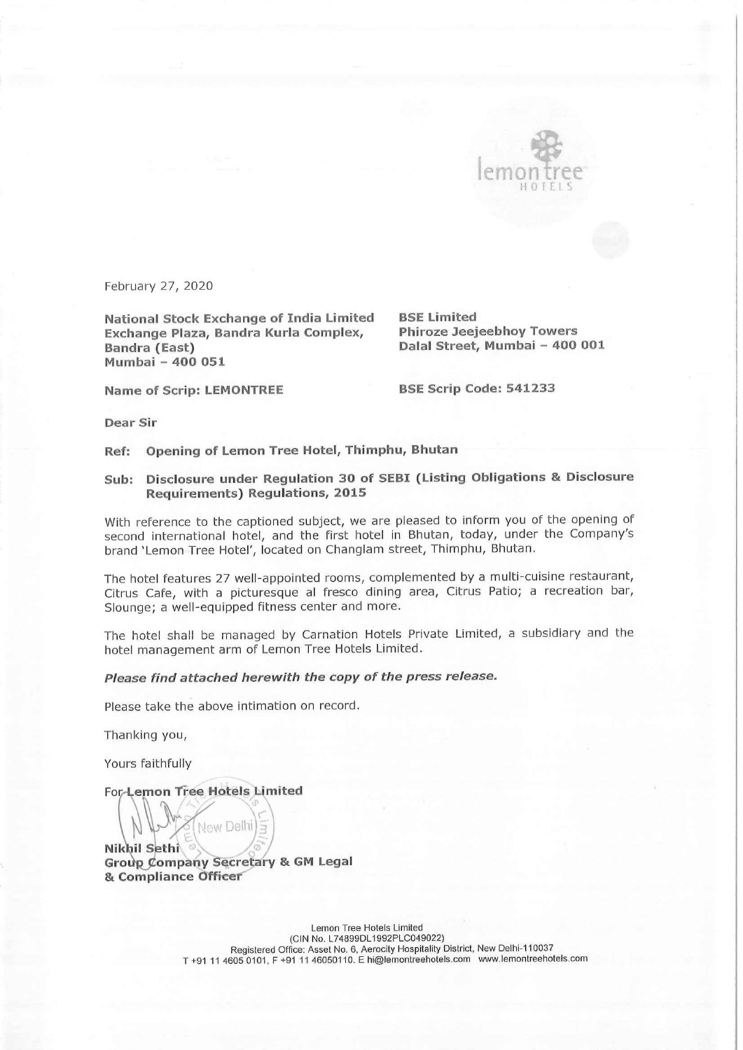February 27, 2020

**National Stock Exchange of India Limited**
**Exchange Plaza, Bandra Kurla Complex,**
**Bandra (East)**
**Mumbai – 400 051**

**BSE Limited**
**Phiroze Jeejeebhoy Towers**
**Dalal Street, Mumbai – 400 001**

**Name of Scrip: LEMONTREE**

**BSE Scrip Code: 541233**

**Dear Sir**

**Ref: Opening of Lemon Tree Hotel, Thimphu, Bhutan**

**Sub: Disclosure under Regulation 30 of SEBI (Listing Obligations & Disclosure Requirements) Regulations, 2015**

With reference to the captioned subject, we are pleased to inform you of the opening of second international hotel, and the first hotel in Bhutan, today, under the Company's brand 'Lemon Tree Hotel', located on Changlam street, Thimphu, Bhutan.

The hotel features 27 well-appointed rooms, complemented by a multi-cuisine restaurant, Citrus Cafe, with a picturesque al fresco dining area, Citrus Patio; a recreation bar, Slounge; a well-equipped fitness center and more.

The hotel shall be managed by Carnation Hotels Private Limited, a subsidiary and the hotel management arm of Lemon Tree Hotels Limited.

***Please find attached herewith the copy of the press release.***

Please take the above intimation on record.

Thanking you,

Yours faithfully

**For Lemon Tree Hotels Limited**

**Nikhil Sethi**
**Group Company Secretary & GM Legal**
**& Compliance Officer**

Lemon Tree Hotels Limited
(CIN No. L74899DL1992PLC049022)
Registered Office: Asset No. 6, Aerocity Hospitality District, New Delhi-110037
T +91 11 4605 0101, F +91 11 46050110. E hi@lemontreehotels.com www.lemontreehotels.com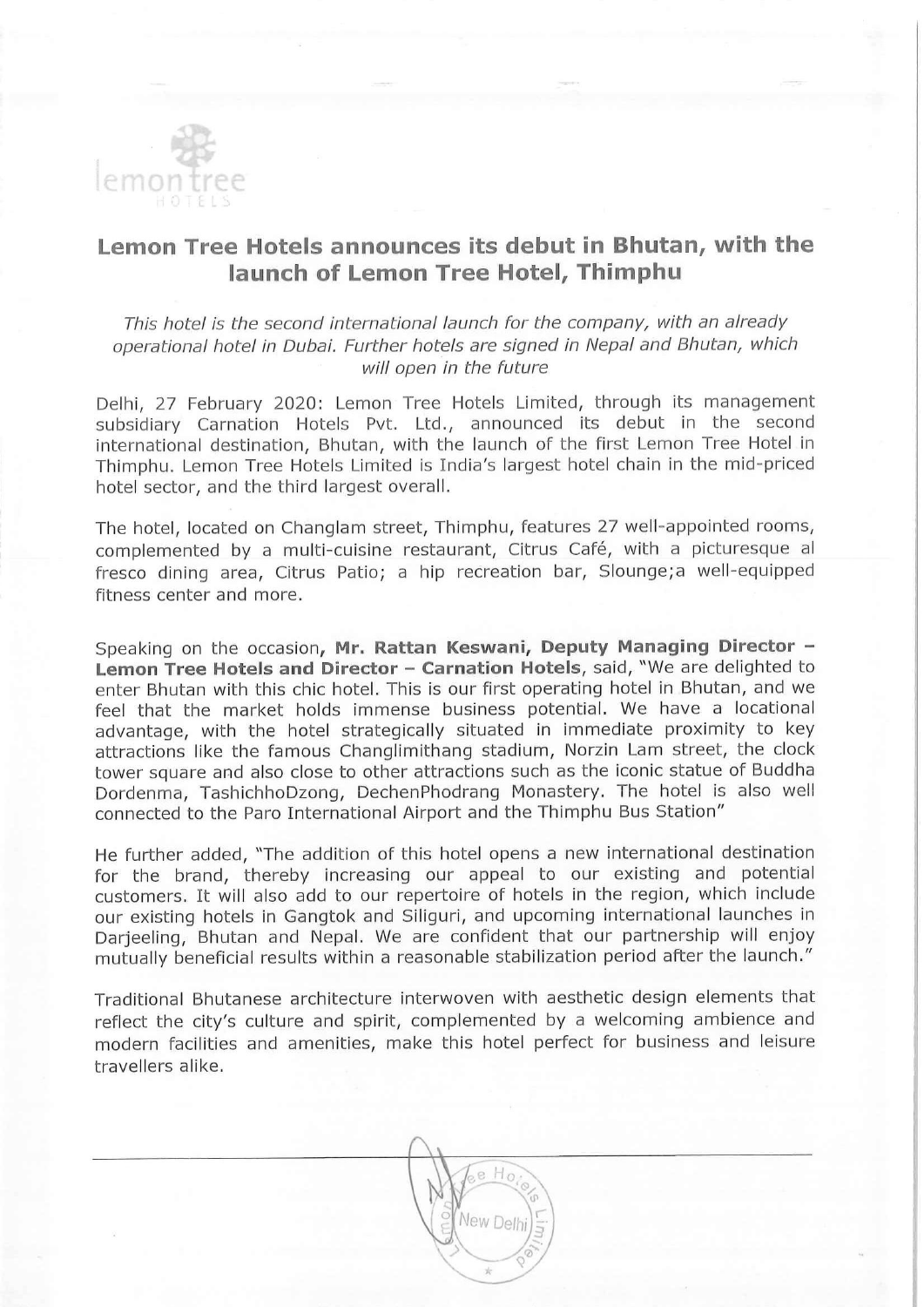# Lemon Tree Hotels announces its debut in Bhutan, with the launch of Lemon Tree Hotel, Thimphu

*This hotel is the second international launch for the company, with an already operational hotel in Dubai. Further hotels are signed in Nepal and Bhutan, which will open in the future*

Delhi, 27 February 2020: Lemon Tree Hotels Limited, through its management subsidiary Carnation Hotels Pvt. Ltd., announced its debut in the second international destination, Bhutan, with the launch of the first Lemon Tree Hotel in Thimphu. Lemon Tree Hotels Limited is India's largest hotel chain in the mid-priced hotel sector, and the third largest overall.

The hotel, located on Changlam street, Thimphu, features 27 well-appointed rooms, complemented by a multi-cuisine restaurant, Citrus Café, with a picturesque al fresco dining area, Citrus Patio; a hip recreation bar, Slounge;a well-equipped fitness center and more.

Speaking on the occasion, **Mr. Rattan Keswani, Deputy Managing Director – Lemon Tree Hotels and Director – Carnation Hotels**, said, "We are delighted to enter Bhutan with this chic hotel. This is our first operating hotel in Bhutan, and we feel that the market holds immense business potential. We have a locational advantage, with the hotel strategically situated in immediate proximity to key attractions like the famous Changlimithang stadium, Norzin Lam street, the clock tower square and also close to other attractions such as the iconic statue of Buddha Dordenma, TashichhoDzong, DechenPhodrang Monastery. The hotel is also well connected to the Paro International Airport and the Thimphu Bus Station"

He further added, "The addition of this hotel opens a new international destination for the brand, thereby increasing our appeal to our existing and potential customers. It will also add to our repertoire of hotels in the region, which include our existing hotels in Gangtok and Siliguri, and upcoming international launches in Darjeeling, Bhutan and Nepal. We are confident that our partnership will enjoy mutually beneficial results within a reasonable stabilization period after the launch."

Traditional Bhutanese architecture interwoven with aesthetic design elements that reflect the city's culture and spirit, complemented by a welcoming ambience and modern facilities and amenities, make this hotel perfect for business and leisure travellers alike.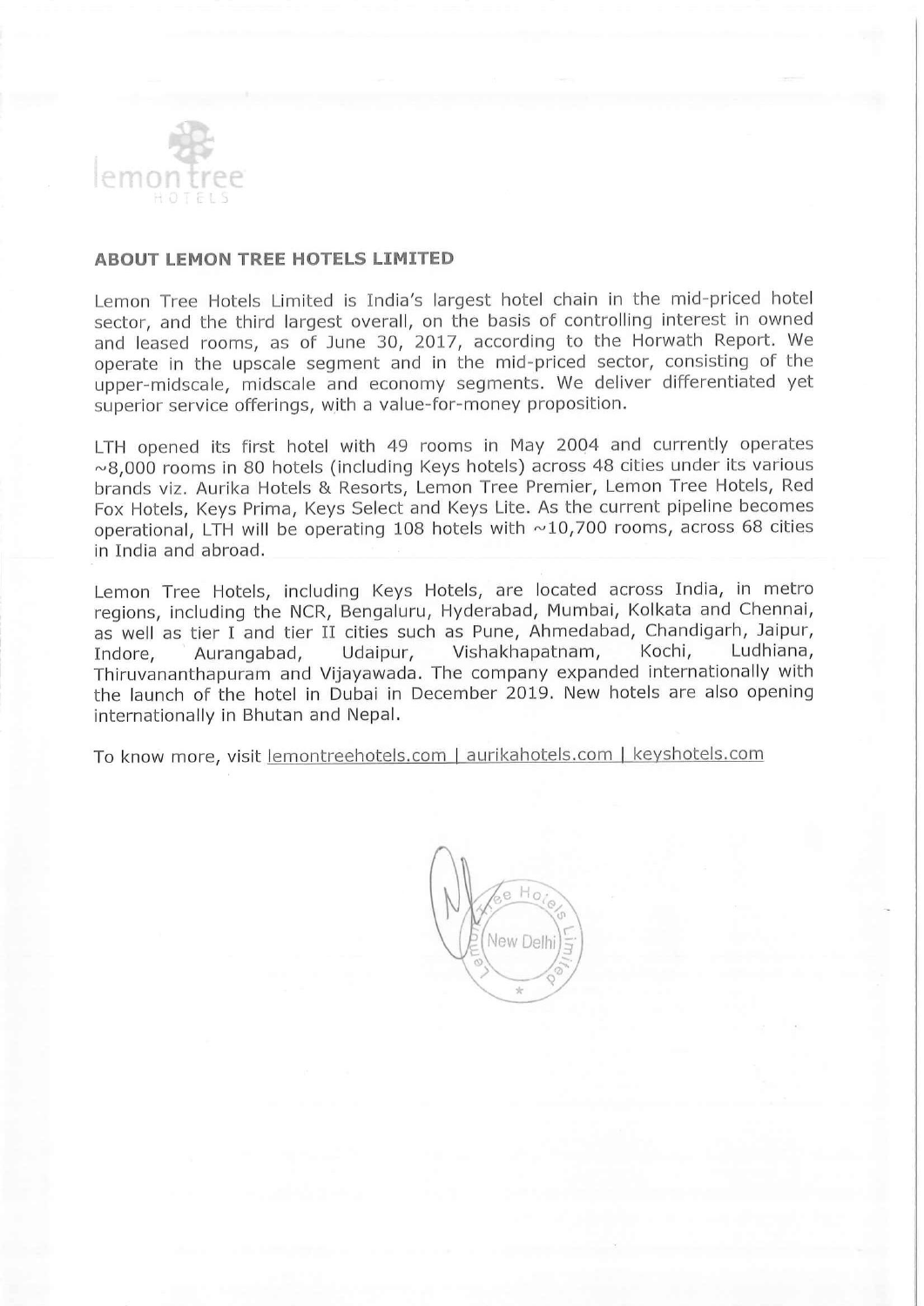## ABOUT LEMON TREE HOTELS LIMITED

Lemon Tree Hotels Limited is India's largest hotel chain in the mid-priced hotel sector, and the third largest overall, on the basis of controlling interest in owned and leased rooms, as of June 30, 2017, according to the Horwath Report. We operate in the upscale segment and in the mid-priced sector, consisting of the upper-midscale, midscale and economy segments. We deliver differentiated yet superior service offerings, with a value-for-money proposition.

LTH opened its first hotel with 49 rooms in May 2004 and currently operates ~8,000 rooms in 80 hotels (including Keys hotels) across 48 cities under its various brands viz. Aurika Hotels & Resorts, Lemon Tree Premier, Lemon Tree Hotels, Red Fox Hotels, Keys Prima, Keys Select and Keys Lite. As the current pipeline becomes operational, LTH will be operating 108 hotels with ~10,700 rooms, across 68 cities in India and abroad.

Lemon Tree Hotels, including Keys Hotels, are located across India, in metro regions, including the NCR, Bengaluru, Hyderabad, Mumbai, Kolkata and Chennai, as well as tier I and tier II cities such as Pune, Ahmedabad, Chandigarh, Jaipur, Indore, Aurangabad, Udaipur, Vishakhapatnam, Kochi, Ludhiana, Thiruvananthapuram and Vijayawada. The company expanded internationally with the launch of the hotel in Dubai in December 2019. New hotels are also opening internationally in Bhutan and Nepal.

To know more, visit lemontreehotels.com | aurikahotels.com | keyshotels.com